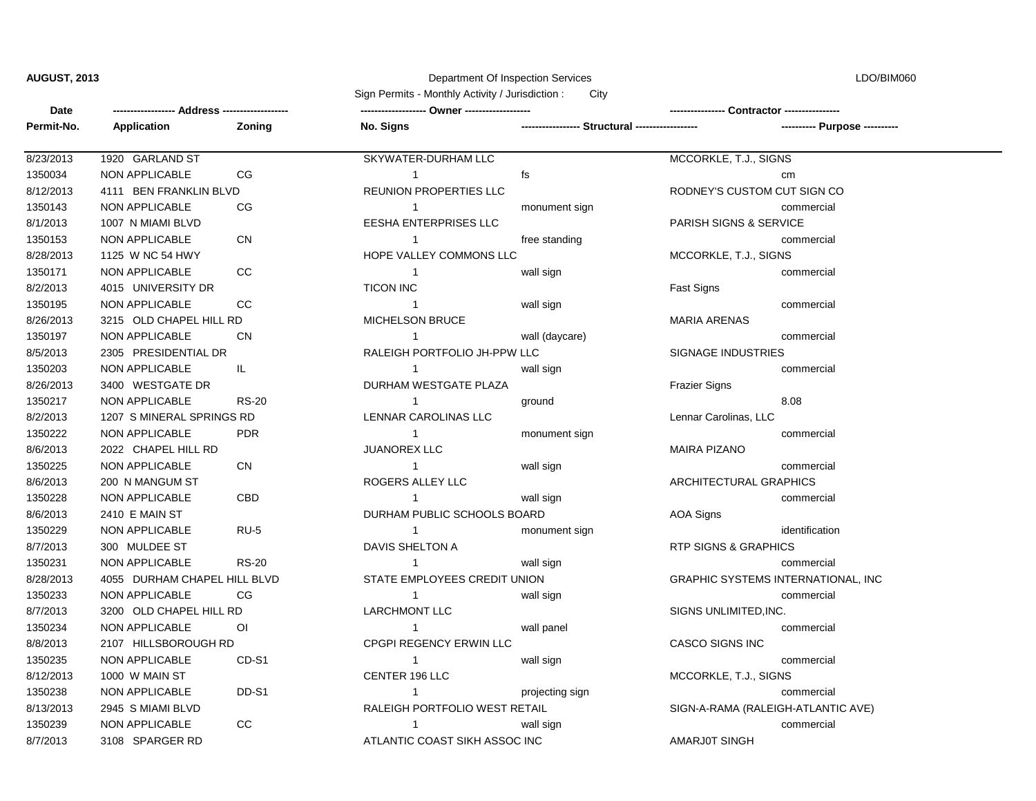**AUGUST, 2013** Department Of Inspection Services LDO/BIM060

Sign Permits - Monthly Activity / Jurisdiction : City

| Date / Permit-No. | Address / Application | Zoning | Owner / No. Signs | Structural | Contractor / Purpose |
|---|---|---|---|---|---|
| 8/23/2013 | 1920 GARLAND ST | | SKYWATER-DURHAM LLC | | MCCORKLE, T.J., SIGNS |
| 1350034 | NON APPLICABLE | CG | 1 | fs | cm |
| 8/12/2013 | 4111 BEN FRANKLIN BLVD | | REUNION PROPERTIES LLC | | RODNEY'S CUSTOM CUT SIGN CO |
| 1350143 | NON APPLICABLE | CG | 1 | monument sign | commercial |
| 8/1/2013 | 1007 N MIAMI BLVD | | EESHA ENTERPRISES LLC | | PARISH SIGNS & SERVICE |
| 1350153 | NON APPLICABLE | CN | 1 | free standing | commercial |
| 8/28/2013 | 1125 W NC 54 HWY | | HOPE VALLEY COMMONS LLC | | MCCORKLE, T.J., SIGNS |
| 1350171 | NON APPLICABLE | CC | 1 | wall sign | commercial |
| 8/2/2013 | 4015 UNIVERSITY DR | | TICON INC | | Fast Signs |
| 1350195 | NON APPLICABLE | CC | 1 | wall sign | commercial |
| 8/26/2013 | 3215 OLD CHAPEL HILL RD | | MICHELSON BRUCE | | MARIA ARENAS |
| 1350197 | NON APPLICABLE | CN | 1 | wall (daycare) | commercial |
| 8/5/2013 | 2305 PRESIDENTIAL DR | | RALEIGH PORTFOLIO JH-PPW LLC | | SIGNAGE INDUSTRIES |
| 1350203 | NON APPLICABLE | IL | 1 | wall sign | commercial |
| 8/26/2013 | 3400 WESTGATE DR | | DURHAM WESTGATE PLAZA | | Frazier Signs |
| 1350217 | NON APPLICABLE | RS-20 | 1 | ground | 8.08 |
| 8/2/2013 | 1207 S MINERAL SPRINGS RD | | LENNAR CAROLINAS LLC | | Lennar Carolinas, LLC |
| 1350222 | NON APPLICABLE | PDR | 1 | monument sign | commercial |
| 8/6/2013 | 2022 CHAPEL HILL RD | | JUANOREX LLC | | MAIRA PIZANO |
| 1350225 | NON APPLICABLE | CN | 1 | wall sign | commercial |
| 8/6/2013 | 200 N MANGUM ST | | ROGERS ALLEY LLC | | ARCHITECTURAL GRAPHICS |
| 1350228 | NON APPLICABLE | CBD | 1 | wall sign | commercial |
| 8/6/2013 | 2410 E MAIN ST | | DURHAM PUBLIC SCHOOLS BOARD | | AOA Signs |
| 1350229 | NON APPLICABLE | RU-5 | 1 | monument sign | identification |
| 8/7/2013 | 300 MULDEE ST | | DAVIS SHELTON A | | RTP SIGNS & GRAPHICS |
| 1350231 | NON APPLICABLE | RS-20 | 1 | wall sign | commercial |
| 8/28/2013 | 4055 DURHAM CHAPEL HILL BLVD | | STATE EMPLOYEES CREDIT UNION | | GRAPHIC SYSTEMS INTERNATIONAL, INC |
| 1350233 | NON APPLICABLE | CG | 1 | wall sign | commercial |
| 8/7/2013 | 3200 OLD CHAPEL HILL RD | | LARCHMONT LLC | | SIGNS UNLIMITED,INC. |
| 1350234 | NON APPLICABLE | OI | 1 | wall panel | commercial |
| 8/8/2013 | 2107 HILLSBOROUGH RD | | CPGPI REGENCY ERWIN LLC | | CASCO SIGNS INC |
| 1350235 | NON APPLICABLE | CD-S1 | 1 | wall sign | commercial |
| 8/12/2013 | 1000 W MAIN ST | | CENTER 196 LLC | | MCCORKLE, T.J., SIGNS |
| 1350238 | NON APPLICABLE | DD-S1 | 1 | projecting sign | commercial |
| 8/13/2013 | 2945 S MIAMI BLVD | | RALEIGH PORTFOLIO WEST RETAIL | | SIGN-A-RAMA (RALEIGH-ATLANTIC AVE) |
| 1350239 | NON APPLICABLE | CC | 1 | wall sign | commercial |
| 8/7/2013 | 3108 SPARGER RD | | ATLANTIC COAST SIKH ASSOC INC | | AMARJ0T SINGH |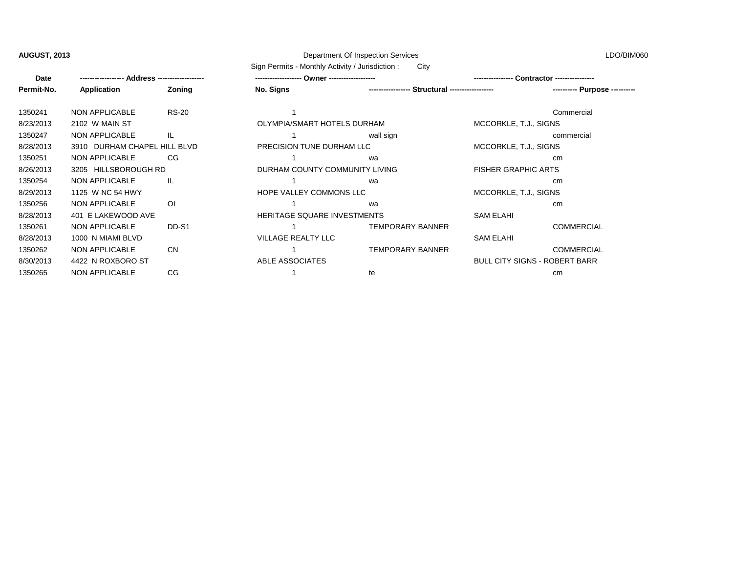**AUGUST, 2013** Department Of Inspection Services LDO/BIM060

Sign Permits - Monthly Activity / Jurisdiction : City

| Date / Permit-No. | Address / Application | Zoning | Owner / No. Signs | Structural | Contractor / Purpose |
|---|---|---|---|---|---|
| 1350241 | NON APPLICABLE | RS-20 | 1 | | Commercial |
| 8/23/2013 | 2102 W MAIN ST | | OLYMPIA/SMART HOTELS DURHAM | | MCCORKLE, T.J., SIGNS |
| 1350247 | NON APPLICABLE | IL | 1 | wall sign | commercial |
| 8/28/2013 | 3910 DURHAM CHAPEL HILL BLVD | | PRECISION TUNE DURHAM LLC | | MCCORKLE, T.J., SIGNS |
| 1350251 | NON APPLICABLE | CG | 1 | wa | cm |
| 8/26/2013 | 3205 HILLSBOROUGH RD | | DURHAM COUNTY COMMUNITY LIVING | | FISHER GRAPHIC ARTS |
| 1350254 | NON APPLICABLE | IL | 1 | wa | cm |
| 8/29/2013 | 1125 W NC 54 HWY | | HOPE VALLEY COMMONS LLC | | MCCORKLE, T.J., SIGNS |
| 1350256 | NON APPLICABLE | OI | 1 | wa | cm |
| 8/28/2013 | 401 E LAKEWOOD AVE | | HERITAGE SQUARE INVESTMENTS | | SAM ELAHI |
| 1350261 | NON APPLICABLE | DD-S1 | 1 | TEMPORARY BANNER | COMMERCIAL |
| 8/28/2013 | 1000 N MIAMI BLVD | | VILLAGE REALTY LLC | | SAM ELAHI |
| 1350262 | NON APPLICABLE | CN | 1 | TEMPORARY BANNER | COMMERCIAL |
| 8/30/2013 | 4422 N ROXBORO ST | | ABLE ASSOCIATES | | BULL CITY SIGNS - ROBERT BARR |
| 1350265 | NON APPLICABLE | CG | 1 | te | cm |